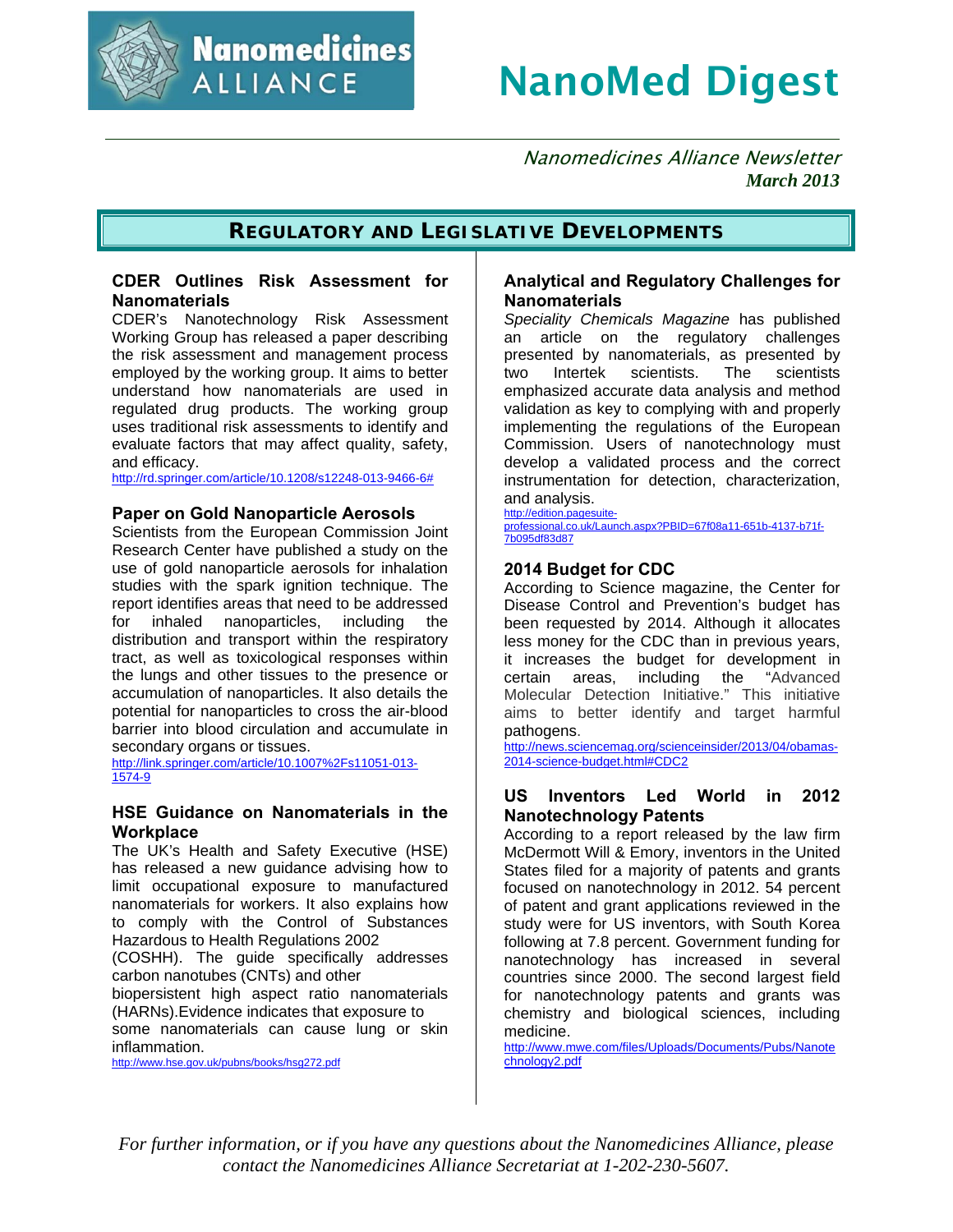# NanoMed Digest

*Nanomedicines Alliance Newsletter*
***March 2013***

## Regulatory and Legislative Developments

### CDER Outlines Risk Assessment for Nanomaterials

CDER's Nanotechnology Risk Assessment Working Group has released a paper describing the risk assessment and management process employed by the working group. It aims to better understand how nanomaterials are used in regulated drug products. The working group uses traditional risk assessments to identify and evaluate factors that may affect quality, safety, and efficacy.

http://rd.springer.com/article/10.1208/s12248-013-9466-6#

### Paper on Gold Nanoparticle Aerosols

Scientists from the European Commission Joint Research Center have published a study on the use of gold nanoparticle aerosols for inhalation studies with the spark ignition technique. The report identifies areas that need to be addressed for inhaled nanoparticles, including the distribution and transport within the respiratory tract, as well as toxicological responses within the lungs and other tissues to the presence or accumulation of nanoparticles. It also details the potential for nanoparticles to cross the air-blood barrier into blood circulation and accumulate in secondary organs or tissues.

http://link.springer.com/article/10.1007%2Fs11051-013-1574-9

### HSE Guidance on Nanomaterials in the Workplace

The UK's Health and Safety Executive (HSE) has released a new guidance advising how to limit occupational exposure to manufactured nanomaterials for workers. It also explains how to comply with the Control of Substances Hazardous to Health Regulations 2002 (COSHH). The guide specifically addresses carbon nanotubes (CNTs) and other biopersistent high aspect ratio nanomaterials (HARNs).Evidence indicates that exposure to some nanomaterials can cause lung or skin inflammation.

http://www.hse.gov.uk/pubns/books/hsg272.pdf

### Analytical and Regulatory Challenges for Nanomaterials

*Speciality Chemicals Magazine* has published an article on the regulatory challenges presented by nanomaterials, as presented by two Intertek scientists. The scientists emphasized accurate data analysis and method validation as key to complying with and properly implementing the regulations of the European Commission. Users of nanotechnology must develop a validated process and the correct instrumentation for detection, characterization, and analysis.

http://edition.pagesuite-professional.co.uk/Launch.aspx?PBID=67f08a11-651b-4137-b71f-7b095df83d87

### 2014 Budget for CDC

According to Science magazine, the Center for Disease Control and Prevention's budget has been requested by 2014. Although it allocates less money for the CDC than in previous years, it increases the budget for development in certain areas, including the "Advanced Molecular Detection Initiative." This initiative aims to better identify and target harmful pathogens.

http://news.sciencemag.org/scienceinsider/2013/04/obamas-2014-science-budget.html#CDC2

### US Inventors Led World in 2012 Nanotechnology Patents

According to a report released by the law firm McDermott Will & Emory, inventors in the United States filed for a majority of patents and grants focused on nanotechnology in 2012. 54 percent of patent and grant applications reviewed in the study were for US inventors, with South Korea following at 7.8 percent. Government funding for nanotechnology has increased in several countries since 2000. The second largest field for nanotechnology patents and grants was chemistry and biological sciences, including medicine.

http://www.mwe.com/files/Uploads/Documents/Pubs/Nanotechnology2.pdf

*For further information, or if you have any questions about the Nanomedicines Alliance, please contact the Nanomedicines Alliance Secretariat at 1-202-230-5607.*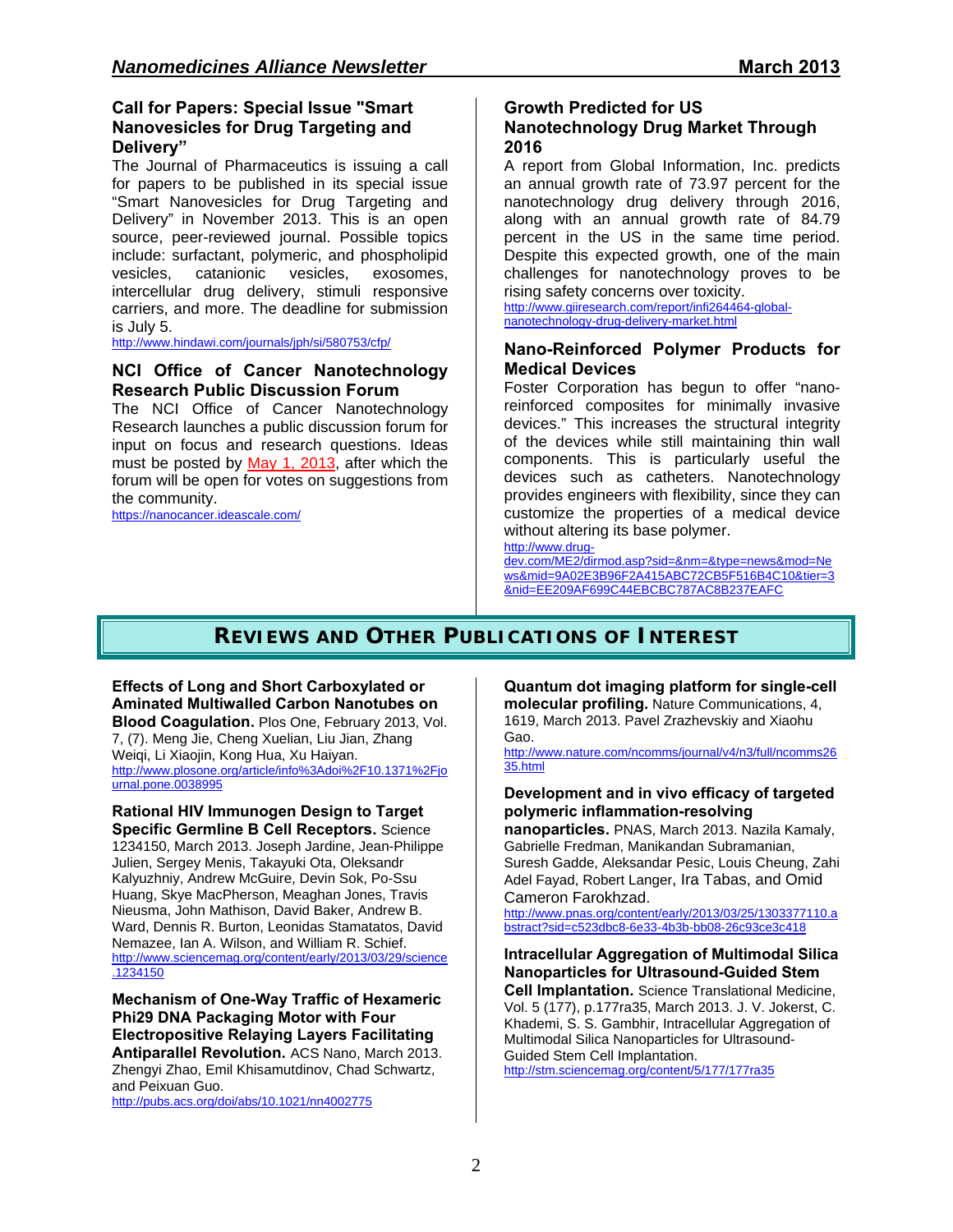### Call for Papers: Special Issue "Smart Nanovesicles for Drug Targeting and Delivery"

The Journal of Pharmaceutics is issuing a call for papers to be published in its special issue "Smart Nanovesicles for Drug Targeting and Delivery" in November 2013. This is an open source, peer-reviewed journal. Possible topics include: surfactant, polymeric, and phospholipid vesicles, catanionic vesicles, exosomes, intercellular drug delivery, stimuli responsive carriers, and more. The deadline for submission is July 5.

http://www.hindawi.com/journals/jph/si/580753/cfp/

### NCI Office of Cancer Nanotechnology Research Public Discussion Forum

The NCI Office of Cancer Nanotechnology Research launches a public discussion forum for input on focus and research questions. Ideas must be posted by May 1, 2013, after which the forum will be open for votes on suggestions from the community.

https://nanocancer.ideascale.com/

### Growth Predicted for US Nanotechnology Drug Market Through 2016

A report from Global Information, Inc. predicts an annual growth rate of 73.97 percent for the nanotechnology drug delivery through 2016, along with an annual growth rate of 84.79 percent in the US in the same time period. Despite this expected growth, one of the main challenges for nanotechnology proves to be rising safety concerns over toxicity.

http://www.giiresearch.com/report/infi264464-global-nanotechnology-drug-delivery-market.html

### Nano-Reinforced Polymer Products for Medical Devices

Foster Corporation has begun to offer "nano-reinforced composites for minimally invasive devices." This increases the structural integrity of the devices while still maintaining thin wall components. This is particularly useful the devices such as catheters. Nanotechnology provides engineers with flexibility, since they can customize the properties of a medical device without altering its base polymer.

http://www.drug-dev.com/ME2/dirmod.asp?sid=&nm=&type=news&mod=News&mid=9A02E3B96F2A415ABC72CB5F516B4C10&tier=3&nid=EE209AF699C44EBCBC787AC8B237EAFC

## Reviews and Other Publications of Interest

**Effects of Long and Short Carboxylated or Aminated Multiwalled Carbon Nanotubes on Blood Coagulation.** Plos One, February 2013, Vol. 7, (7). Meng Jie, Cheng Xuelian, Liu Jian, Zhang Weiqi, Li Xiaojin, Kong Hua, Xu Haiyan.
http://www.plosone.org/article/info%3Adoi%2F10.1371%2Fjournal.pone.0038995

**Rational HIV Immunogen Design to Target Specific Germline B Cell Receptors.** Science 1234150, March 2013. Joseph Jardine, Jean-Philippe Julien, Sergey Menis, Takayuki Ota, Oleksandr Kalyuzhniy, Andrew McGuire, Devin Sok, Po-Ssu Huang, Skye MacPherson, Meaghan Jones, Travis Nieusma, John Mathison, David Baker, Andrew B. Ward, Dennis R. Burton, Leonidas Stamatatos, David Nemazee, Ian A. Wilson, and William R. Schief.
http://www.sciencemag.org/content/early/2013/03/29/science.1234150

**Mechanism of One-Way Traffic of Hexameric Phi29 DNA Packaging Motor with Four Electropositive Relaying Layers Facilitating Antiparallel Revolution.** ACS Nano, March 2013. Zhengyi Zhao, Emil Khisamutdinov, Chad Schwartz, and Peixuan Guo.
http://pubs.acs.org/doi/abs/10.1021/nn4002775

**Quantum dot imaging platform for single-cell molecular profiling.** Nature Communications, 4, 1619, March 2013. Pavel Zrazhevskiy and Xiaohu Gao.
http://www.nature.com/ncomms/journal/v4/n3/full/ncomms2635.html

**Development and in vivo efficacy of targeted polymeric inflammation-resolving nanoparticles.** PNAS, March 2013. Nazila Kamaly, Gabrielle Fredman, Manikandan Subramanian, Suresh Gadde, Aleksandar Pesic, Louis Cheung, Zahi Adel Fayad, Robert Langer, Ira Tabas, and Omid Cameron Farokhzad.
http://www.pnas.org/content/early/2013/03/25/1303377110.abstract?sid=c523dbc8-6e33-4b3b-bb08-26c93ce3c418

**Intracellular Aggregation of Multimodal Silica Nanoparticles for Ultrasound-Guided Stem Cell Implantation.** Science Translational Medicine, Vol. 5 (177), p.177ra35, March 2013. J. V. Jokerst, C. Khademi, S. S. Gambhir, Intracellular Aggregation of Multimodal Silica Nanoparticles for Ultrasound-Guided Stem Cell Implantation.
http://stm.sciencemag.org/content/5/177/177ra35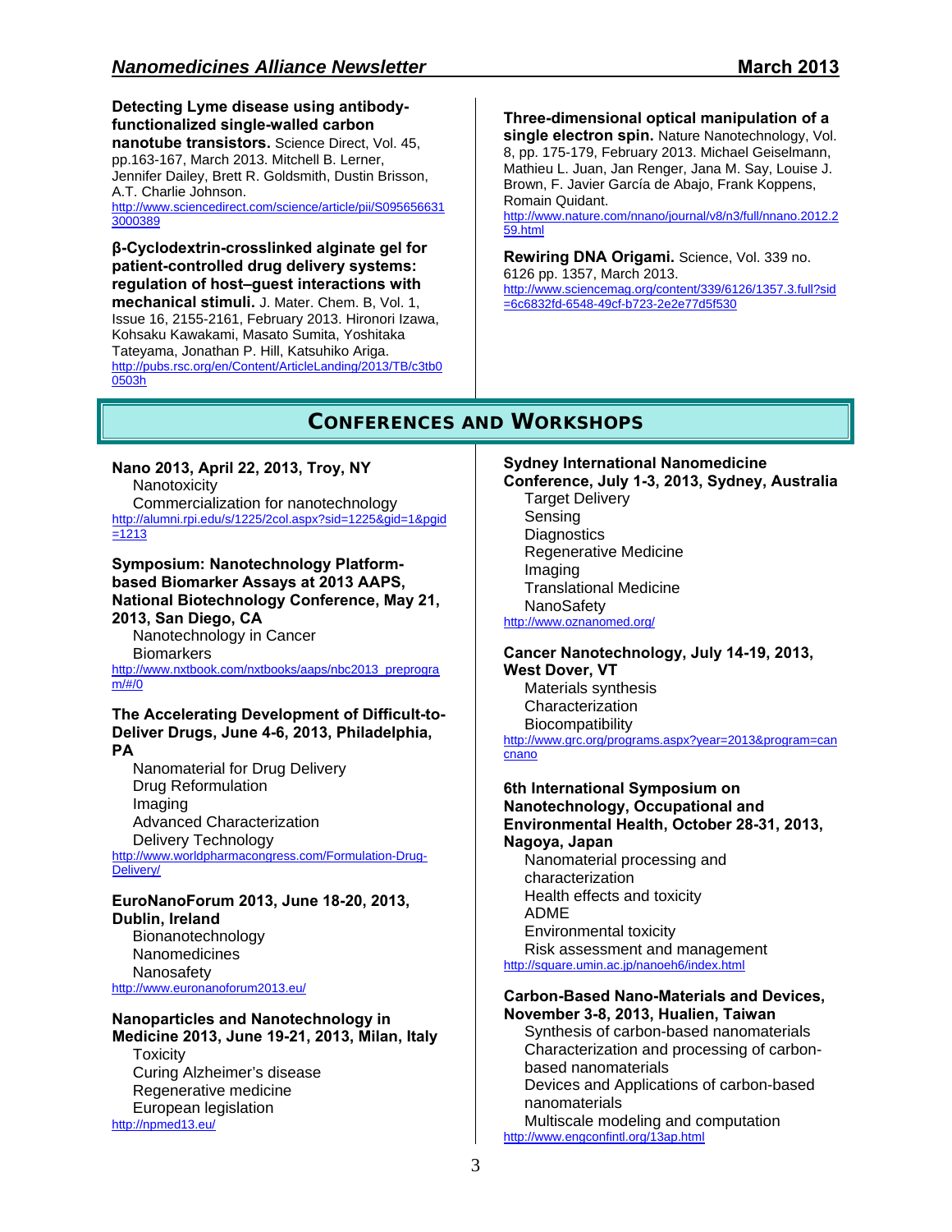**Detecting Lyme disease using antibody-functionalized single-walled carbon nanotube transistors.** Science Direct, Vol. 45, pp.163-167, March 2013. Mitchell B. Lerner, Jennifer Dailey, Brett R. Goldsmith, Dustin Brisson, A.T. Charlie Johnson.
http://www.sciencedirect.com/science/article/pii/S0956566313000389

**β-Cyclodextrin-crosslinked alginate gel for patient-controlled drug delivery systems: regulation of host–guest interactions with mechanical stimuli.** J. Mater. Chem. B, Vol. 1, Issue 16, 2155-2161, February 2013. Hironori Izawa, Kohsaku Kawakami, Masato Sumita, Yoshitaka Tateyama, Jonathan P. Hill, Katsuhiko Ariga.
http://pubs.rsc.org/en/Content/ArticleLanding/2013/TB/c3tb00503h

**Three-dimensional optical manipulation of a single electron spin.** Nature Nanotechnology, Vol. 8, pp. 175-179, February 2013. Michael Geiselmann, Mathieu L. Juan, Jan Renger, Jana M. Say, Louise J. Brown, F. Javier García de Abajo, Frank Koppens, Romain Quidant.
http://www.nature.com/nnano/journal/v8/n3/full/nnano.2012.259.html

**Rewiring DNA Origami.** Science, Vol. 339 no. 6126 pp. 1357, March 2013.
http://www.sciencemag.org/content/339/6126/1357.3.full?sid=6c6832fd-6548-49cf-b723-2e2e77d5f530

## Conferences and Workshops

**Nano 2013, April 22, 2013, Troy, NY**
- Nanotoxicity
- Commercialization for nanotechnology

http://alumni.rpi.edu/s/1225/2col.aspx?sid=1225&gid=1&pgid=1213

**Symposium: Nanotechnology Platform-based Biomarker Assays at 2013 AAPS, National Biotechnology Conference, May 21, 2013, San Diego, CA**
- Nanotechnology in Cancer
- Biomarkers

http://www.nxtbook.com/nxtbooks/aaps/nbc2013_preprogram/#/0

**The Accelerating Development of Difficult-to-Deliver Drugs, June 4-6, 2013, Philadelphia, PA**
- Nanomaterial for Drug Delivery
- Drug Reformulation
- Imaging
- Advanced Characterization
- Delivery Technology

http://www.worldpharmacongress.com/Formulation-Drug-Delivery/

**EuroNanoForum 2013, June 18-20, 2013, Dublin, Ireland**
- Bionanotechnology
- Nanomedicines
- Nanosafety

http://www.euronanoforum2013.eu/

**Nanoparticles and Nanotechnology in Medicine 2013, June 19-21, 2013, Milan, Italy**
- Toxicity
- Curing Alzheimer's disease
- Regenerative medicine
- European legislation

http://npmed13.eu/

**Sydney International Nanomedicine Conference, July 1-3, 2013, Sydney, Australia**
- Target Delivery
- Sensing
- Diagnostics
- Regenerative Medicine
- Imaging
- Translational Medicine
- NanoSafety

http://www.oznanomed.org/

**Cancer Nanotechnology, July 14-19, 2013, West Dover, VT**
- Materials synthesis
- Characterization
- Biocompatibility

http://www.grc.org/programs.aspx?year=2013&program=cancnano

**6th International Symposium on Nanotechnology, Occupational and Environmental Health, October 28-31, 2013, Nagoya, Japan**
- Nanomaterial processing and characterization
- Health effects and toxicity
- ADME
- Environmental toxicity
- Risk assessment and management

http://square.umin.ac.jp/nanoeh6/index.html

**Carbon-Based Nano-Materials and Devices, November 3-8, 2013, Hualien, Taiwan**
- Synthesis of carbon-based nanomaterials
- Characterization and processing of carbon-based nanomaterials
- Devices and Applications of carbon-based nanomaterials
- Multiscale modeling and computation

http://www.engconfintl.org/13ap.html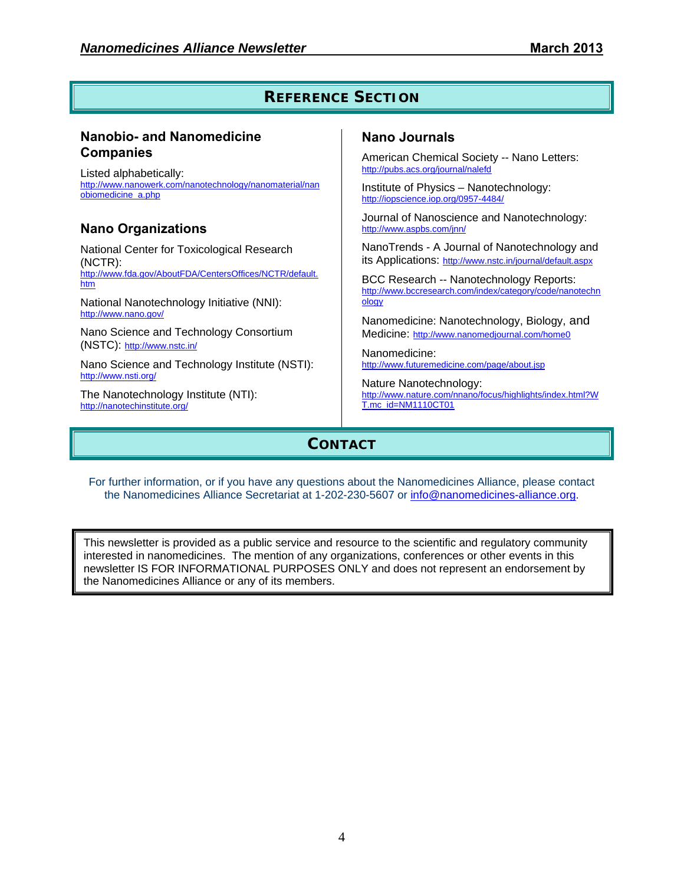## Reference Section

### Nanobio- and Nanomedicine Companies

Listed alphabetically:
http://www.nanowerk.com/nanotechnology/nanomaterial/nanobiomedicine_a.php

### Nano Organizations

National Center for Toxicological Research (NCTR):
http://www.fda.gov/AboutFDA/CentersOffices/NCTR/default.htm

National Nanotechnology Initiative (NNI):
http://www.nano.gov/

Nano Science and Technology Consortium (NSTC): http://www.nstc.in/

Nano Science and Technology Institute (NSTI):
http://www.nsti.org/

The Nanotechnology Institute (NTI):
http://nanotechinstitute.org/

### Nano Journals

American Chemical Society -- Nano Letters:
http://pubs.acs.org/journal/nalefd

Institute of Physics – Nanotechnology:
http://iopscience.iop.org/0957-4484/

Journal of Nanoscience and Nanotechnology:
http://www.aspbs.com/jnn/

NanoTrends - A Journal of Nanotechnology and its Applications: http://www.nstc.in/journal/default.aspx

BCC Research -- Nanotechnology Reports:
http://www.bccresearch.com/index/category/code/nanotechnology

Nanomedicine: Nanotechnology, Biology, and Medicine: http://www.nanomedjournal.com/home0

Nanomedicine:
http://www.futuremedicine.com/page/about.jsp

Nature Nanotechnology:
http://www.nature.com/nnano/focus/highlights/index.html?WT.mc_id=NM1110CT01

## Contact

For further information, or if you have any questions about the Nanomedicines Alliance, please contact the Nanomedicines Alliance Secretariat at 1-202-230-5607 or info@nanomedicines-alliance.org.

This newsletter is provided as a public service and resource to the scientific and regulatory community interested in nanomedicines. The mention of any organizations, conferences or other events in this newsletter IS FOR INFORMATIONAL PURPOSES ONLY and does not represent an endorsement by the Nanomedicines Alliance or any of its members.